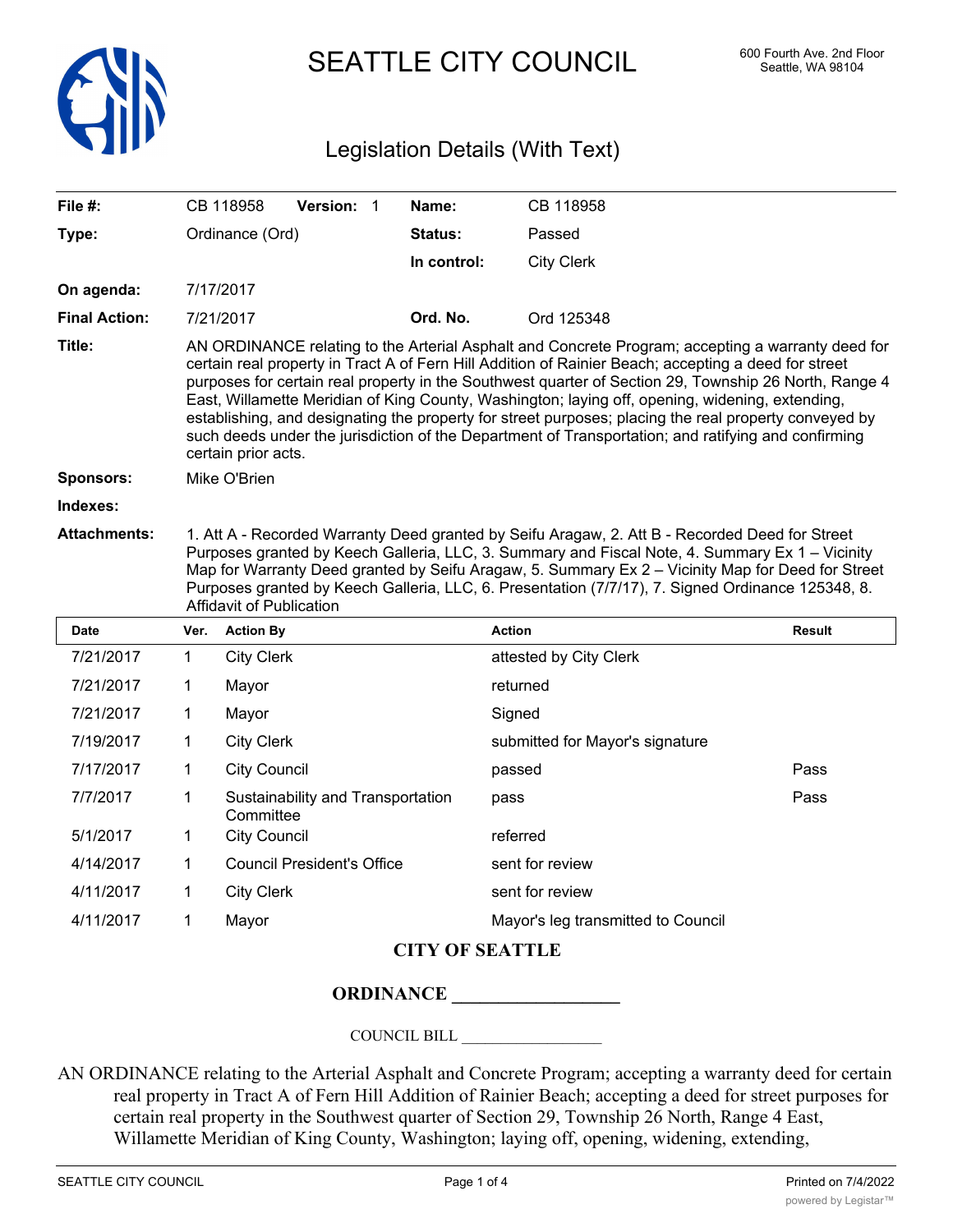# SEATTLE CITY COUNCIL

600 Fourth Ave. 2nd Floor
Seattle, WA 98104

## Legislation Details (With Text)

| | | | |
|---|---|---|---|
| **File #:** | CB 118958 **Version:** 1 | **Name:** | CB 118958 |
| **Type:** | Ordinance (Ord) | **Status:** | Passed |
| | | **In control:** | City Clerk |
| **On agenda:** | 7/17/2017 | | |
| **Final Action:** | 7/21/2017 | **Ord. No.** | Ord 125348 |

**Title:** AN ORDINANCE relating to the Arterial Asphalt and Concrete Program; accepting a warranty deed for certain real property in Tract A of Fern Hill Addition of Rainier Beach; accepting a deed for street purposes for certain real property in the Southwest quarter of Section 29, Township 26 North, Range 4 East, Willamette Meridian of King County, Washington; laying off, opening, widening, extending, establishing, and designating the property for street purposes; placing the real property conveyed by such deeds under the jurisdiction of the Department of Transportation; and ratifying and confirming certain prior acts.

**Sponsors:** Mike O'Brien

**Indexes:**

**Attachments:** 1. Att A - Recorded Warranty Deed granted by Seifu Aragaw, 2. Att B - Recorded Deed for Street Purposes granted by Keech Galleria, LLC, 3. Summary and Fiscal Note, 4. Summary Ex 1 – Vicinity Map for Warranty Deed granted by Seifu Aragaw, 5. Summary Ex 2 – Vicinity Map for Deed for Street Purposes granted by Keech Galleria, LLC, 6. Presentation (7/7/17), 7. Signed Ordinance 125348, 8. Affidavit of Publication

| Date | Ver. | Action By | Action | Result |
|---|---|---|---|---|
| 7/21/2017 | 1 | City Clerk | attested by City Clerk | |
| 7/21/2017 | 1 | Mayor | returned | |
| 7/21/2017 | 1 | Mayor | Signed | |
| 7/19/2017 | 1 | City Clerk | submitted for Mayor's signature | |
| 7/17/2017 | 1 | City Council | passed | Pass |
| 7/7/2017 | 1 | Sustainability and Transportation Committee | pass | Pass |
| 5/1/2017 | 1 | City Council | referred | |
| 4/14/2017 | 1 | Council President's Office | sent for review | |
| 4/11/2017 | 1 | City Clerk | sent for review | |
| 4/11/2017 | 1 | Mayor | Mayor's leg transmitted to Council | |

**CITY OF SEATTLE**

**ORDINANCE \_\_\_\_\_\_\_\_\_\_\_\_\_\_\_\_\_\_**

COUNCIL BILL \_\_\_\_\_\_\_\_\_\_\_\_\_\_\_\_\_\_

AN ORDINANCE relating to the Arterial Asphalt and Concrete Program; accepting a warranty deed for certain real property in Tract A of Fern Hill Addition of Rainier Beach; accepting a deed for street purposes for certain real property in the Southwest quarter of Section 29, Township 26 North, Range 4 East, Willamette Meridian of King County, Washington; laying off, opening, widening, extending,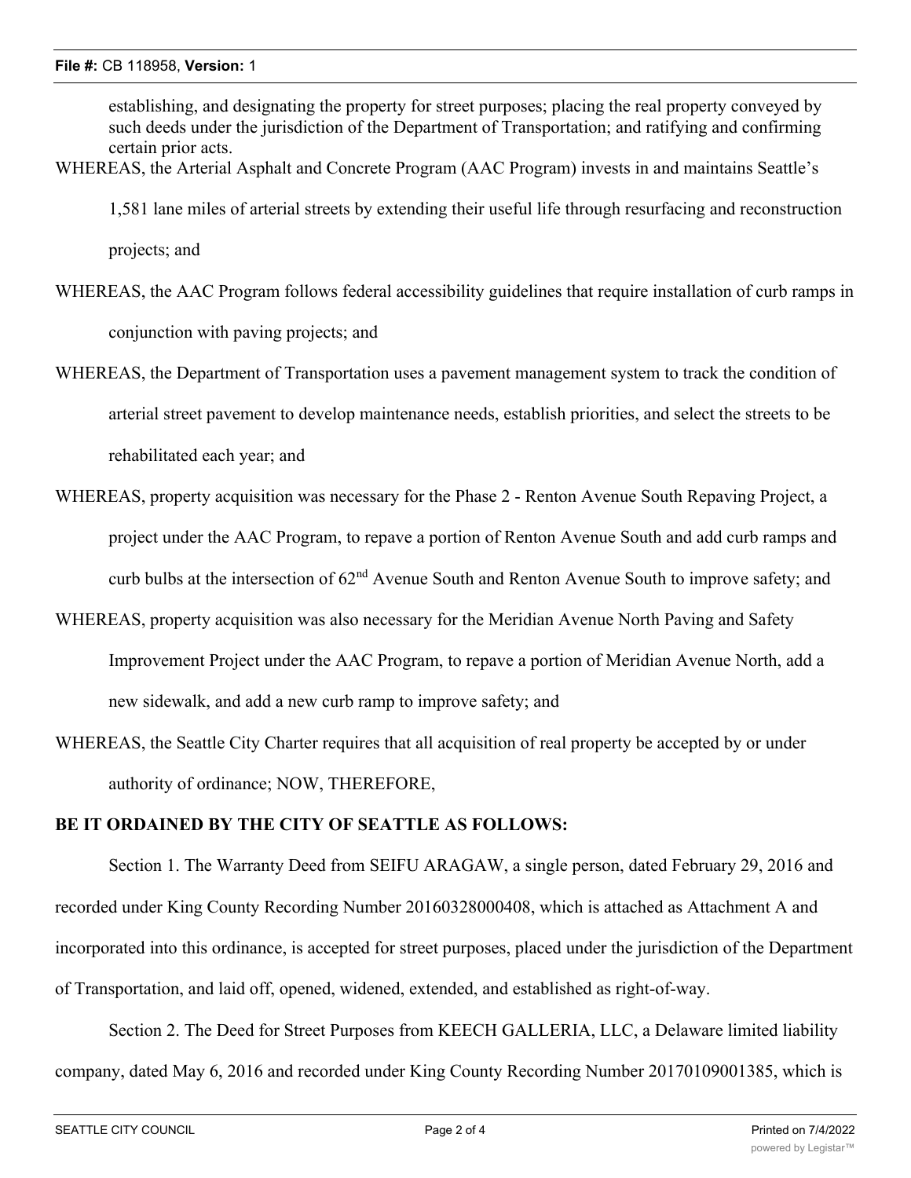establishing, and designating the property for street purposes; placing the real property conveyed by such deeds under the jurisdiction of the Department of Transportation; and ratifying and confirming certain prior acts.

WHEREAS, the Arterial Asphalt and Concrete Program (AAC Program) invests in and maintains Seattle's 1,581 lane miles of arterial streets by extending their useful life through resurfacing and reconstruction projects; and

WHEREAS, the AAC Program follows federal accessibility guidelines that require installation of curb ramps in conjunction with paving projects; and

WHEREAS, the Department of Transportation uses a pavement management system to track the condition of arterial street pavement to develop maintenance needs, establish priorities, and select the streets to be rehabilitated each year; and

WHEREAS, property acquisition was necessary for the Phase 2 - Renton Avenue South Repaving Project, a project under the AAC Program, to repave a portion of Renton Avenue South and add curb ramps and curb bulbs at the intersection of 62nd Avenue South and Renton Avenue South to improve safety; and

WHEREAS, property acquisition was also necessary for the Meridian Avenue North Paving and Safety Improvement Project under the AAC Program, to repave a portion of Meridian Avenue North, add a new sidewalk, and add a new curb ramp to improve safety; and

WHEREAS, the Seattle City Charter requires that all acquisition of real property be accepted by or under authority of ordinance; NOW, THEREFORE,

**BE IT ORDAINED BY THE CITY OF SEATTLE AS FOLLOWS:**

Section 1. The Warranty Deed from SEIFU ARAGAW, a single person, dated February 29, 2016 and recorded under King County Recording Number 20160328000408, which is attached as Attachment A and incorporated into this ordinance, is accepted for street purposes, placed under the jurisdiction of the Department of Transportation, and laid off, opened, widened, extended, and established as right-of-way.

Section 2. The Deed for Street Purposes from KEECH GALLERIA, LLC, a Delaware limited liability company, dated May 6, 2016 and recorded under King County Recording Number 20170109001385, which is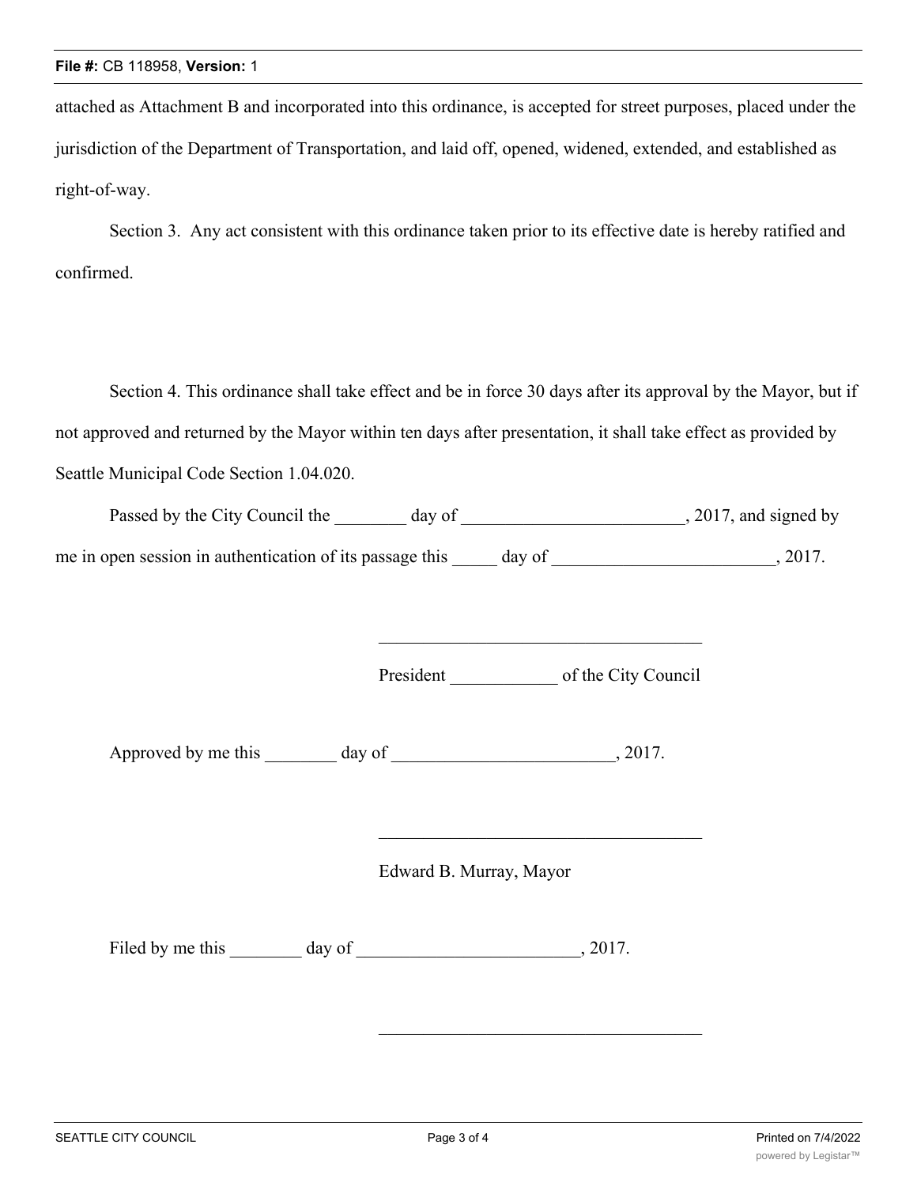attached as Attachment B and incorporated into this ordinance, is accepted for street purposes, placed under the jurisdiction of the Department of Transportation, and laid off, opened, widened, extended, and established as right-of-way.

Section 3. Any act consistent with this ordinance taken prior to its effective date is hereby ratified and confirmed.

Section 4. This ordinance shall take effect and be in force 30 days after its approval by the Mayor, but if not approved and returned by the Mayor within ten days after presentation, it shall take effect as provided by Seattle Municipal Code Section 1.04.020.

Passed by the City Council the ________ day of _________________________, 2017, and signed by me in open session in authentication of its passage this _____ day of _________________________, 2017.

____________________________________

President ____________ of the City Council

Approved by me this ________ day of _________________________, 2017.

____________________________________

Edward B. Murray, Mayor

Filed by me this ________ day of _________________________, 2017.

____________________________________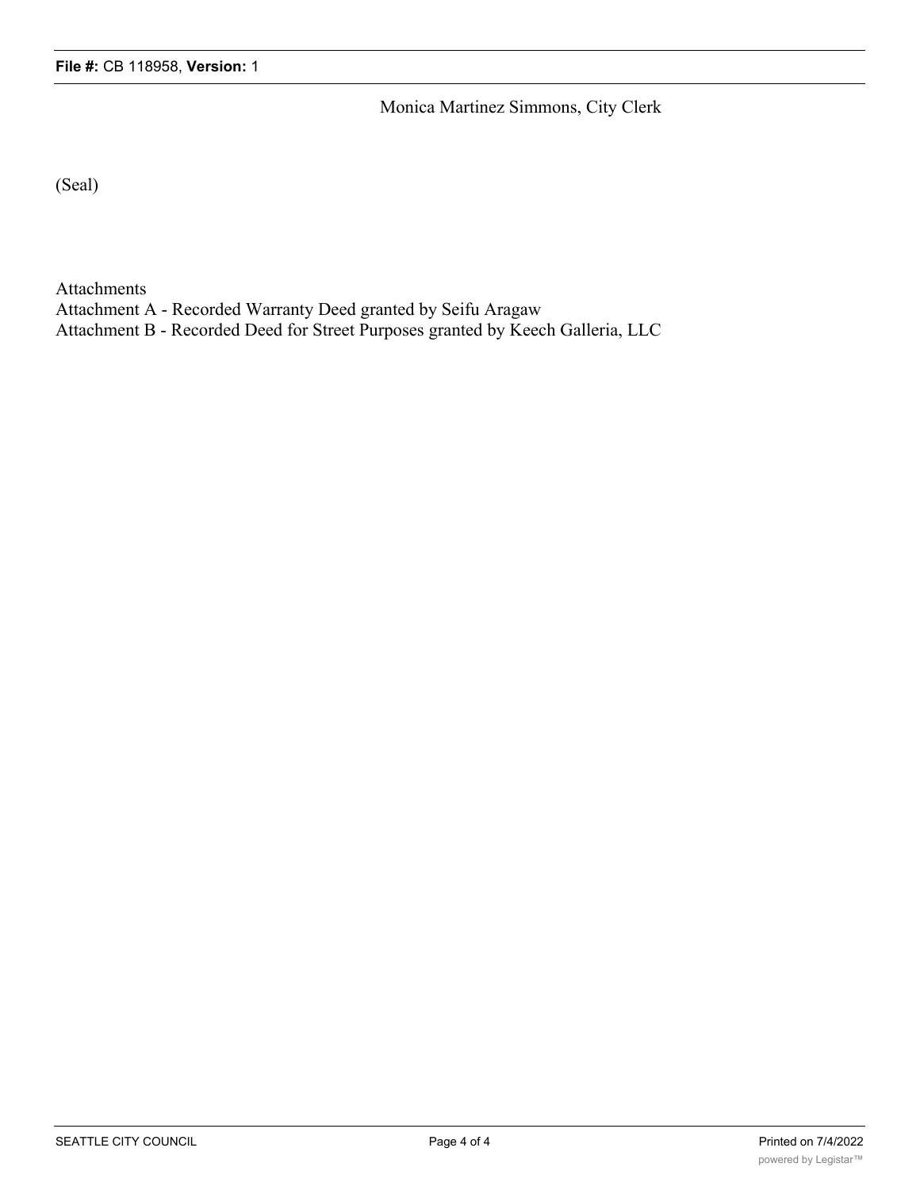Monica Martinez Simmons, City Clerk

(Seal)

Attachments
Attachment A - Recorded Warranty Deed granted by Seifu Aragaw
Attachment B - Recorded Deed for Street Purposes granted by Keech Galleria, LLC